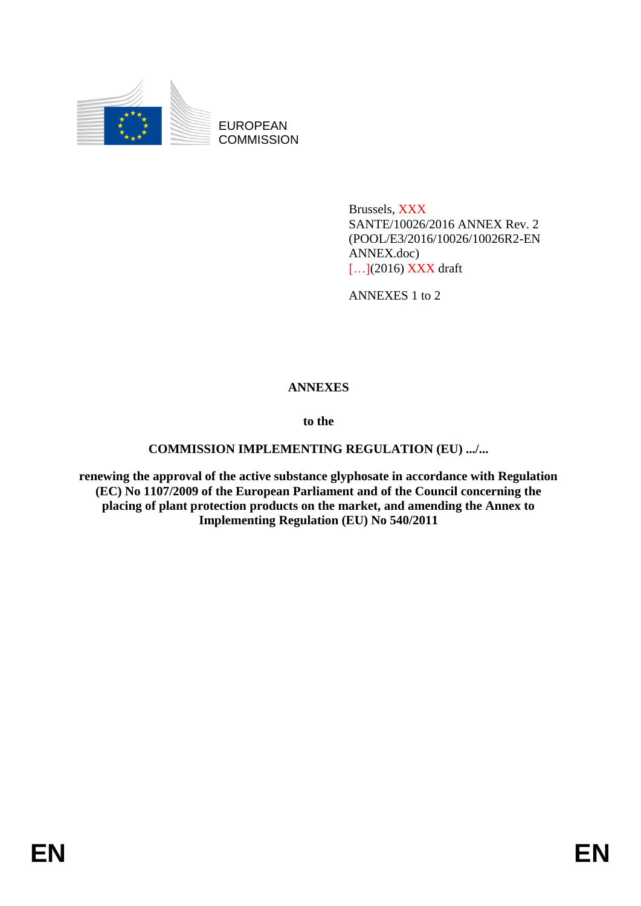EUROPEAN COMMISSION

Brussels, XXX
SANTE/10026/2016 ANNEX Rev. 2
(POOL/E3/2016/10026/10026R2-EN ANNEX.doc)
[…](2016) XXX draft

ANNEXES 1 to 2

# ANNEXES

**to the**

**COMMISSION IMPLEMENTING REGULATION (EU) .../...**

**renewing the approval of the active substance glyphosate in accordance with Regulation (EC) No 1107/2009 of the European Parliament and of the Council concerning the placing of plant protection products on the market, and amending the Annex to Implementing Regulation (EU) No 540/2011**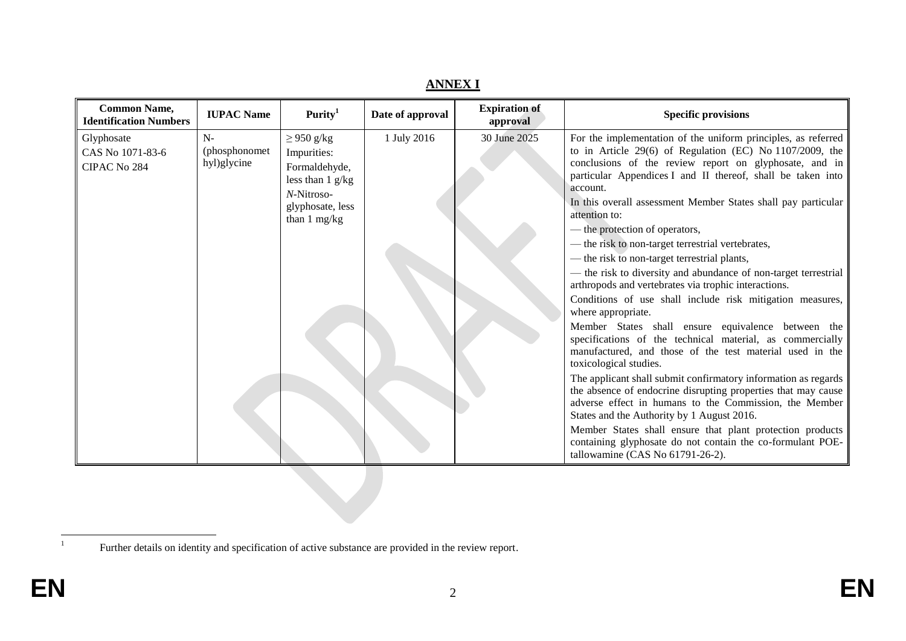# ANNEX I

| Common Name, Identification Numbers | IUPAC Name | Purity[1] | Date of approval | Expiration of approval | Specific provisions |
|---|---|---|---|---|---|
| Glyphosate<br>CAS No 1071-83-6<br>CIPAC No 284 | N-(phosphonomethyl)glycine | ≥ 950 g/kg<br>Impurities:<br>Formaldehyde, less than 1 g/kg<br>*N*-Nitroso-glyphosate, less than 1 mg/kg | 1 July 2016 | 30 June 2025 | For the implementation of the uniform principles, as referred to in Article 29(6) of Regulation (EC) No 1107/2009, the conclusions of the review report on glyphosate, and in particular Appendices I and II thereof, shall be taken into account.<br>In this overall assessment Member States shall pay particular attention to:<br>— the protection of operators,<br>— the risk to non-target terrestrial vertebrates,<br>— the risk to non-target terrestrial plants,<br>— the risk to diversity and abundance of non-target terrestrial arthropods and vertebrates via trophic interactions.<br>Conditions of use shall include risk mitigation measures, where appropriate.<br>Member States shall ensure equivalence between the specifications of the technical material, as commercially manufactured, and those of the test material used in the toxicological studies.<br>The applicant shall submit confirmatory information as regards the absence of endocrine disrupting properties that may cause adverse effect in humans to the Commission, the Member States and the Authority by 1 August 2016.<br>Member States shall ensure that plant protection products containing glyphosate do not contain the co-formulant POE-tallowamine (CAS No 61791-26-2). |

[1] Further details on identity and specification of active substance are provided in the review report.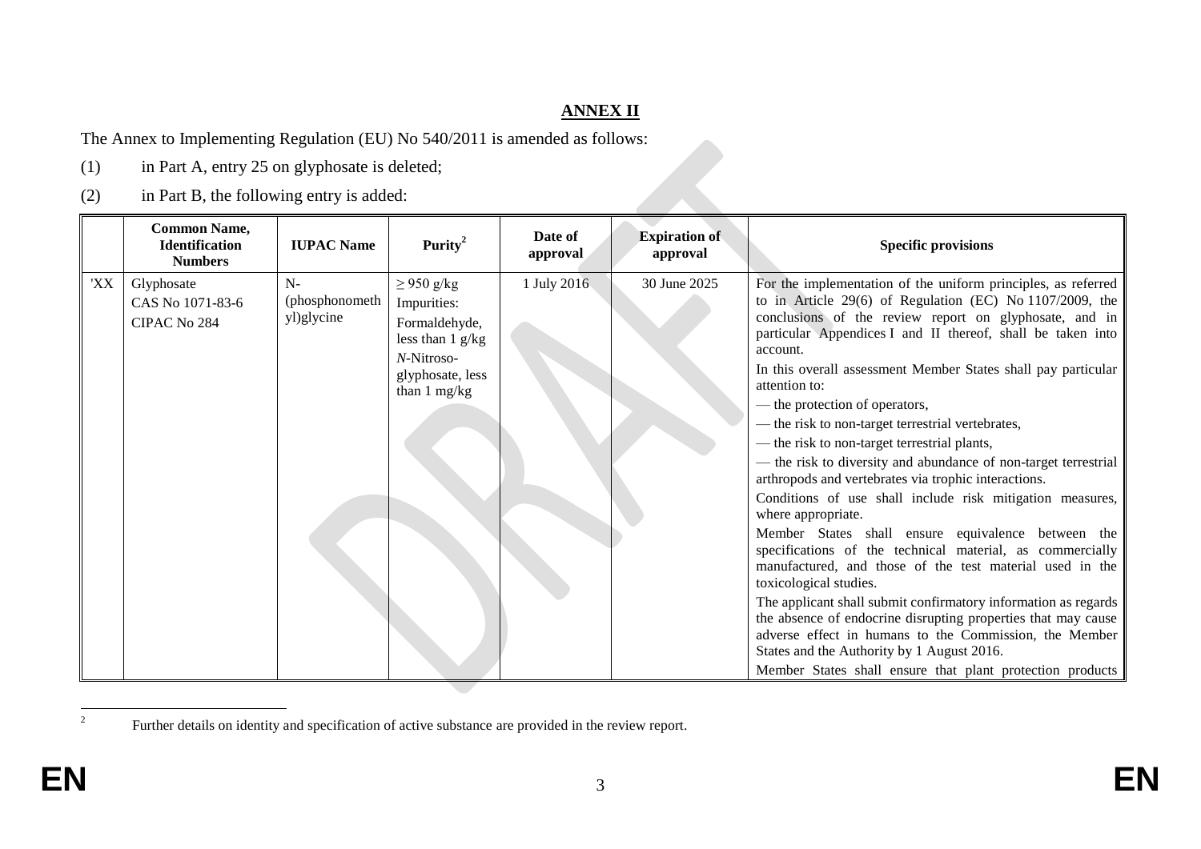## ANNEX II

The Annex to Implementing Regulation (EU) No 540/2011 is amended as follows:

(1) in Part A, entry 25 on glyphosate is deleted;

(2) in Part B, the following entry is added:

| | Common Name, Identification Numbers | IUPAC Name | Purity[2] | Date of approval | Expiration of approval | Specific provisions |
|---|---|---|---|---|---|---|
| 'XX | Glyphosate<br>CAS No 1071-83-6<br>CIPAC No 284 | N-(phosphonomethyl)glycine | $\geq$ 950 g/kg<br>Impurities:<br>Formaldehyde, less than 1 g/kg<br>*N*-Nitroso-glyphosate, less than 1 mg/kg | 1 July 2016 | 30 June 2025 | For the implementation of the uniform principles, as referred to in Article 29(6) of Regulation (EC) No 1107/2009, the conclusions of the review report on glyphosate, and in particular Appendices I and II thereof, shall be taken into account.<br>In this overall assessment Member States shall pay particular attention to:<br>— the protection of operators,<br>— the risk to non-target terrestrial vertebrates,<br>— the risk to non-target terrestrial plants,<br>— the risk to diversity and abundance of non-target terrestrial arthropods and vertebrates via trophic interactions.<br>Conditions of use shall include risk mitigation measures, where appropriate.<br>Member States shall ensure equivalence between the specifications of the technical material, as commercially manufactured, and those of the test material used in the toxicological studies.<br>The applicant shall submit confirmatory information as regards the absence of endocrine disrupting properties that may cause adverse effect in humans to the Commission, the Member States and the Authority by 1 August 2016.<br>Member States shall ensure that plant protection products |

[2] Further details on identity and specification of active substance are provided in the review report.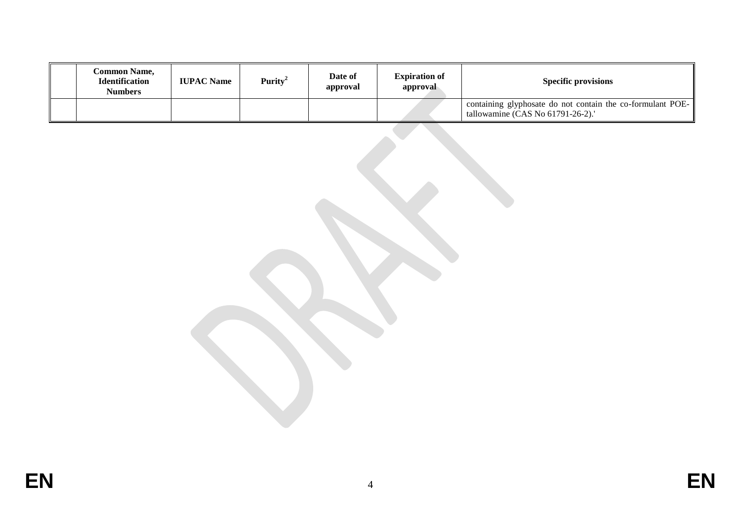| | Common Name, Identification Numbers | IUPAC Name | Purity[2] | Date of approval | Expiration of approval | Specific provisions |
|---|---|---|---|---|---|---|
| | | | | | | containing glyphosate do not contain the co-formulant POE-tallowamine (CAS No 61791-26-2).' |